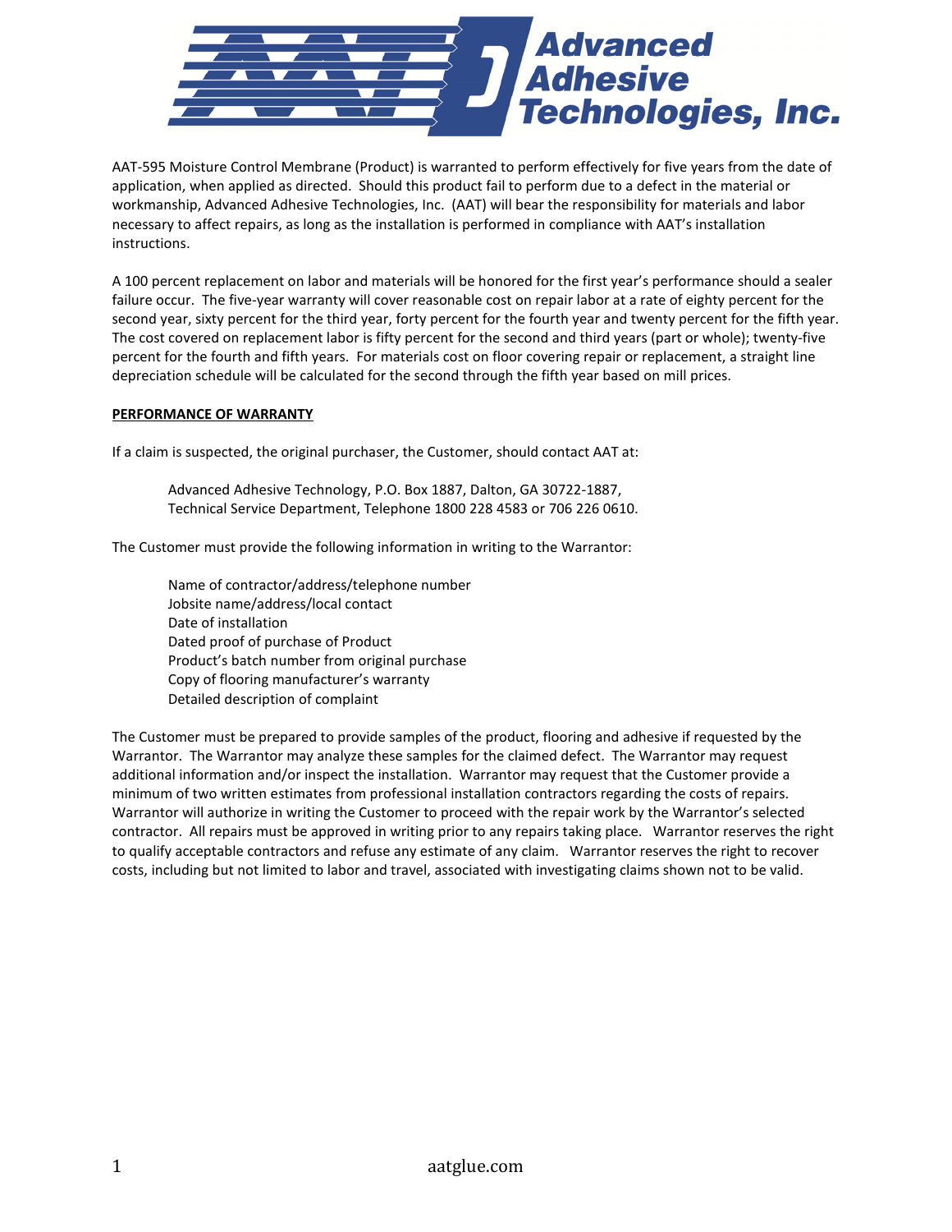# Advanced Adhesive Technologies, Inc.

AAT-595 Moisture Control Membrane (Product) is warranted to perform effectively for five years from the date of application, when applied as directed. Should this product fail to perform due to a defect in the material or workmanship, Advanced Adhesive Technologies, Inc. (AAT) will bear the responsibility for materials and labor necessary to affect repairs, as long as the installation is performed in compliance with AAT's installation instructions.

A 100 percent replacement on labor and materials will be honored for the first year's performance should a sealer failure occur. The five-year warranty will cover reasonable cost on repair labor at a rate of eighty percent for the second year, sixty percent for the third year, forty percent for the fourth year and twenty percent for the fifth year. The cost covered on replacement labor is fifty percent for the second and third years (part or whole); twenty-five percent for the fourth and fifth years. For materials cost on floor covering repair or replacement, a straight line depreciation schedule will be calculated for the second through the fifth year based on mill prices.

**PERFORMANCE OF WARRANTY**

If a claim is suspected, the original purchaser, the Customer, should contact AAT at:

> Advanced Adhesive Technology, P.O. Box 1887, Dalton, GA 30722-1887,
> Technical Service Department, Telephone 1800 228 4583 or 706 226 0610.

The Customer must provide the following information in writing to the Warrantor:

> Name of contractor/address/telephone number
> Jobsite name/address/local contact
> Date of installation
> Dated proof of purchase of Product
> Product's batch number from original purchase
> Copy of flooring manufacturer's warranty
> Detailed description of complaint

The Customer must be prepared to provide samples of the product, flooring and adhesive if requested by the Warrantor. The Warrantor may analyze these samples for the claimed defect. The Warrantor may request additional information and/or inspect the installation. Warrantor may request that the Customer provide a minimum of two written estimates from professional installation contractors regarding the costs of repairs. Warrantor will authorize in writing the Customer to proceed with the repair work by the Warrantor's selected contractor. All repairs must be approved in writing prior to any repairs taking place. Warrantor reserves the right to qualify acceptable contractors and refuse any estimate of any claim. Warrantor reserves the right to recover costs, including but not limited to labor and travel, associated with investigating claims shown not to be valid.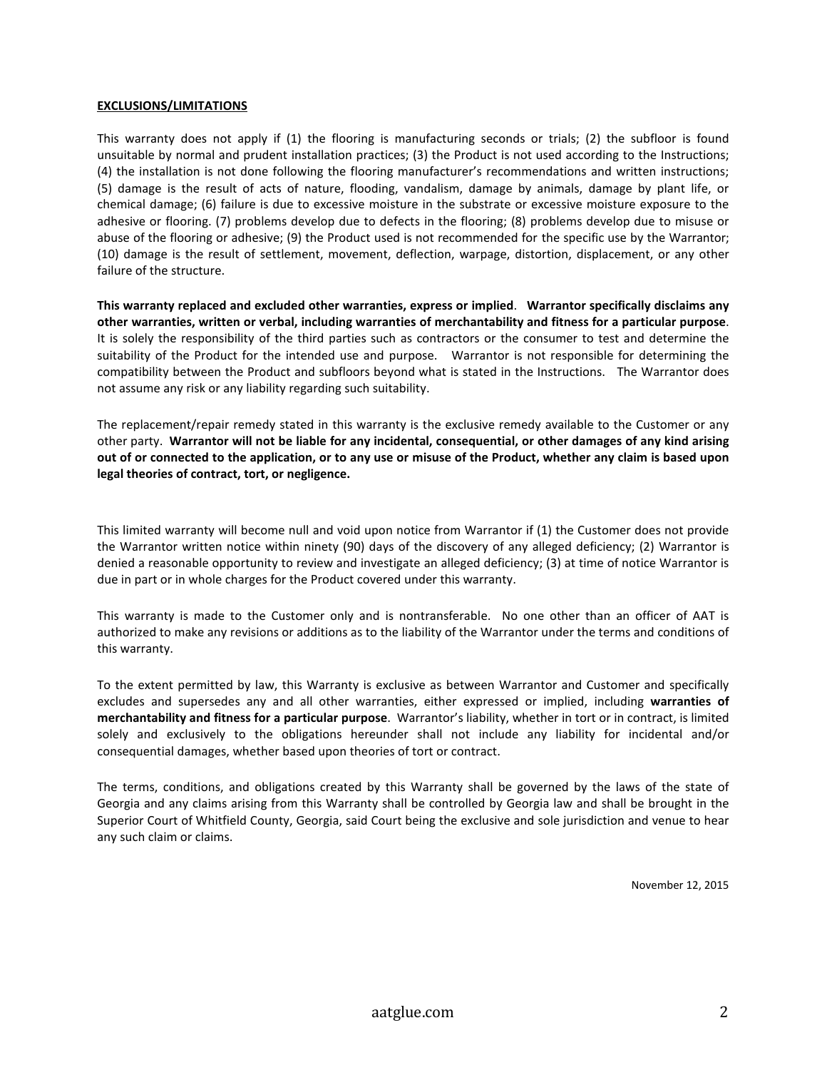**EXCLUSIONS/LIMITATIONS**

This warranty does not apply if (1) the flooring is manufacturing seconds or trials; (2) the subfloor is found unsuitable by normal and prudent installation practices; (3) the Product is not used according to the Instructions; (4) the installation is not done following the flooring manufacturer's recommendations and written instructions; (5) damage is the result of acts of nature, flooding, vandalism, damage by animals, damage by plant life, or chemical damage; (6) failure is due to excessive moisture in the substrate or excessive moisture exposure to the adhesive or flooring. (7) problems develop due to defects in the flooring; (8) problems develop due to misuse or abuse of the flooring or adhesive; (9) the Product used is not recommended for the specific use by the Warrantor; (10) damage is the result of settlement, movement, deflection, warpage, distortion, displacement, or any other failure of the structure.

**This warranty replaced and excluded other warranties, express or implied**. **Warrantor specifically disclaims any other warranties, written or verbal, including warranties of merchantability and fitness for a particular purpose**. It is solely the responsibility of the third parties such as contractors or the consumer to test and determine the suitability of the Product for the intended use and purpose. Warrantor is not responsible for determining the compatibility between the Product and subfloors beyond what is stated in the Instructions. The Warrantor does not assume any risk or any liability regarding such suitability.

The replacement/repair remedy stated in this warranty is the exclusive remedy available to the Customer or any other party. **Warrantor will not be liable for any incidental, consequential, or other damages of any kind arising out of or connected to the application, or to any use or misuse of the Product, whether any claim is based upon legal theories of contract, tort, or negligence.**

This limited warranty will become null and void upon notice from Warrantor if (1) the Customer does not provide the Warrantor written notice within ninety (90) days of the discovery of any alleged deficiency; (2) Warrantor is denied a reasonable opportunity to review and investigate an alleged deficiency; (3) at time of notice Warrantor is due in part or in whole charges for the Product covered under this warranty.

This warranty is made to the Customer only and is nontransferable. No one other than an officer of AAT is authorized to make any revisions or additions as to the liability of the Warrantor under the terms and conditions of this warranty.

To the extent permitted by law, this Warranty is exclusive as between Warrantor and Customer and specifically excludes and supersedes any and all other warranties, either expressed or implied, including **warranties of merchantability and fitness for a particular purpose**. Warrantor's liability, whether in tort or in contract, is limited solely and exclusively to the obligations hereunder shall not include any liability for incidental and/or consequential damages, whether based upon theories of tort or contract.

The terms, conditions, and obligations created by this Warranty shall be governed by the laws of the state of Georgia and any claims arising from this Warranty shall be controlled by Georgia law and shall be brought in the Superior Court of Whitfield County, Georgia, said Court being the exclusive and sole jurisdiction and venue to hear any such claim or claims.

November 12, 2015

aatglue.com